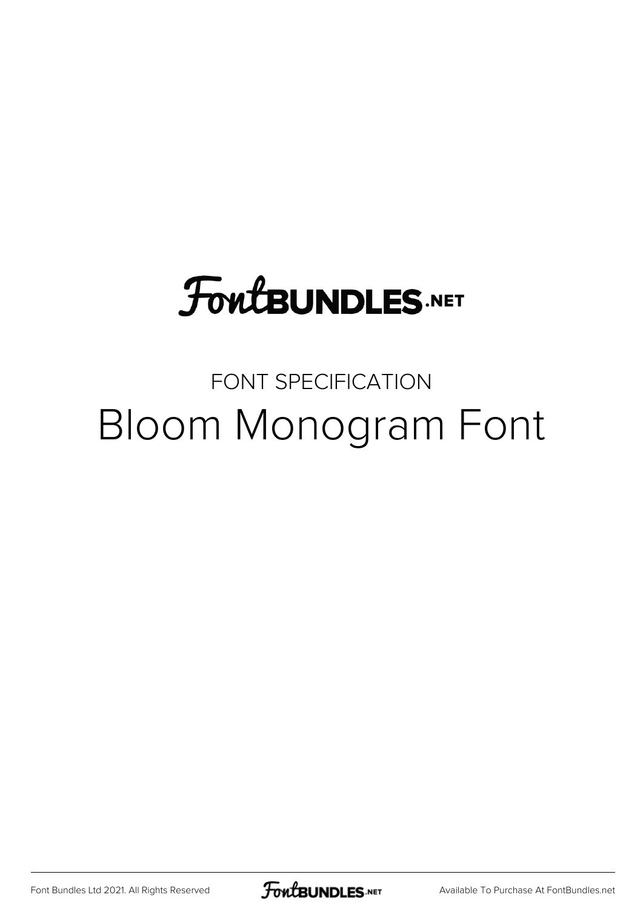# FontBUNDLES.NET

FONT SPECIFICATION

# Bloom Monogram Font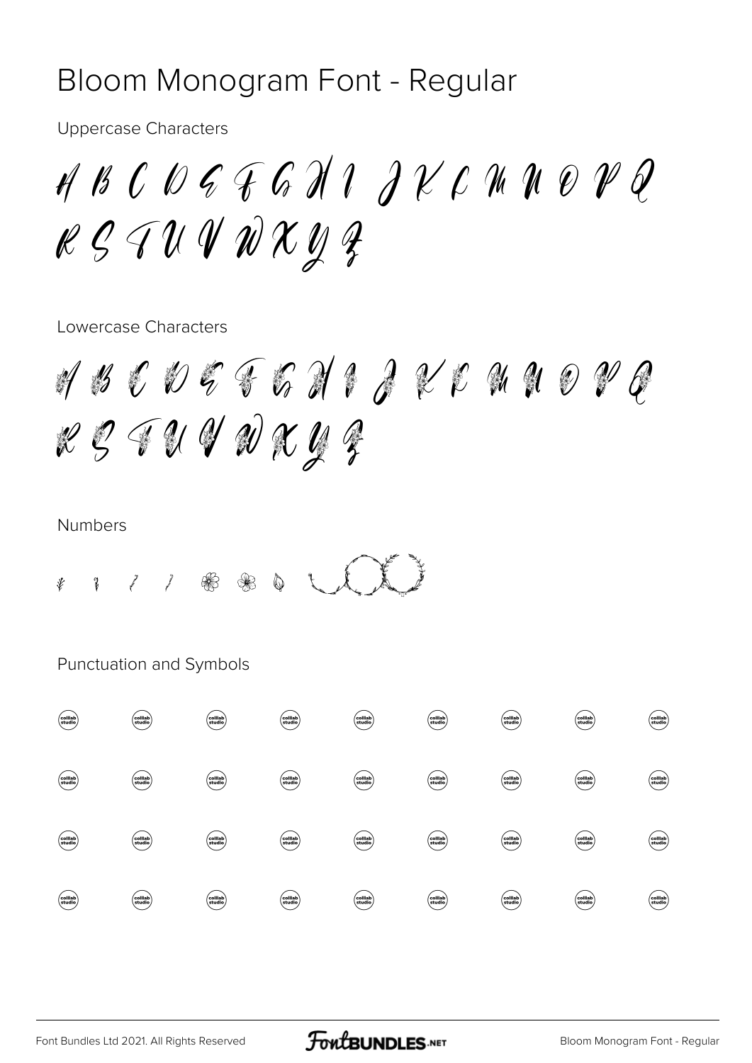# Bloom Monogram Font - Regular

Uppercase Characters

A B C D E F G H I J K L M N O P Q R S T U V W X Y Z

Lowercase Characters

a b c d e f g h i j k l m n o p q r s t u v w x y z

Numbers

Punctuation and Symbols

colllab studio colllab studio colllab studio colllab studio colllab studio colllab studio colllab studio colllab studio colllab studio

colllab studio colllab studio colllab studio colllab studio colllab studio colllab studio colllab studio colllab studio colllab studio

colllab studio colllab studio colllab studio colllab studio colllab studio colllab studio colllab studio colllab studio colllab studio

colllab studio colllab studio colllab studio colllab studio colllab studio colllab studio colllab studio colllab studio colllab studio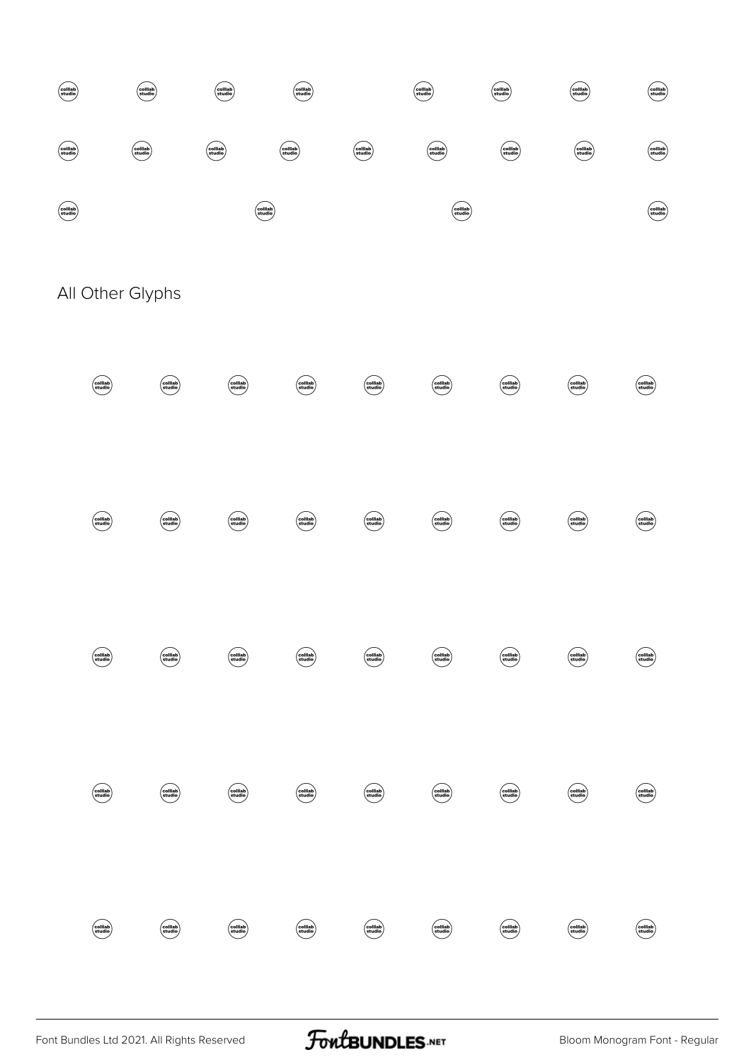## All Other Glyphs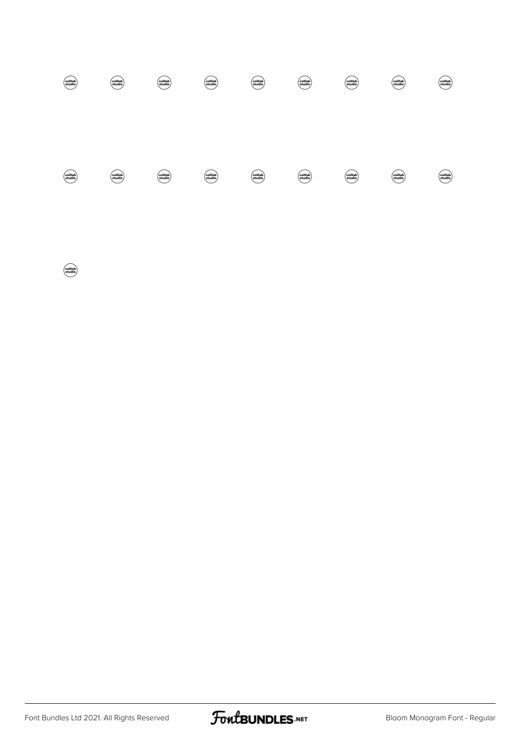colllab studio colllab studio colllab studio colllab studio colllab studio colllab studio colllab studio colllab studio colllab studio

colllab studio colllab studio colllab studio colllab studio colllab studio colllab studio colllab studio colllab studio colllab studio

colllab studio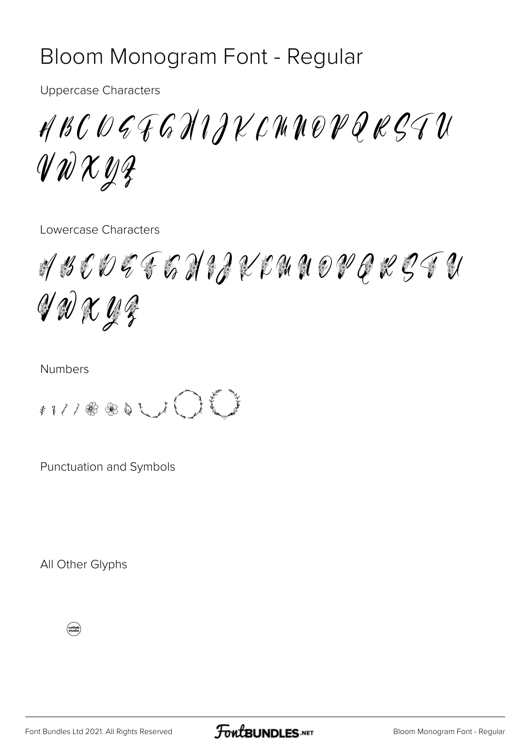# Bloom Monogram Font - Regular

Uppercase Characters

A B C D E F G H I J K L M N O P Q R S T U V W X Y Z

Lowercase Characters

A B C D E F G H I J K L M N O P Q R S T U V W X Y Z

Numbers

Punctuation and Symbols

All Other Glyphs